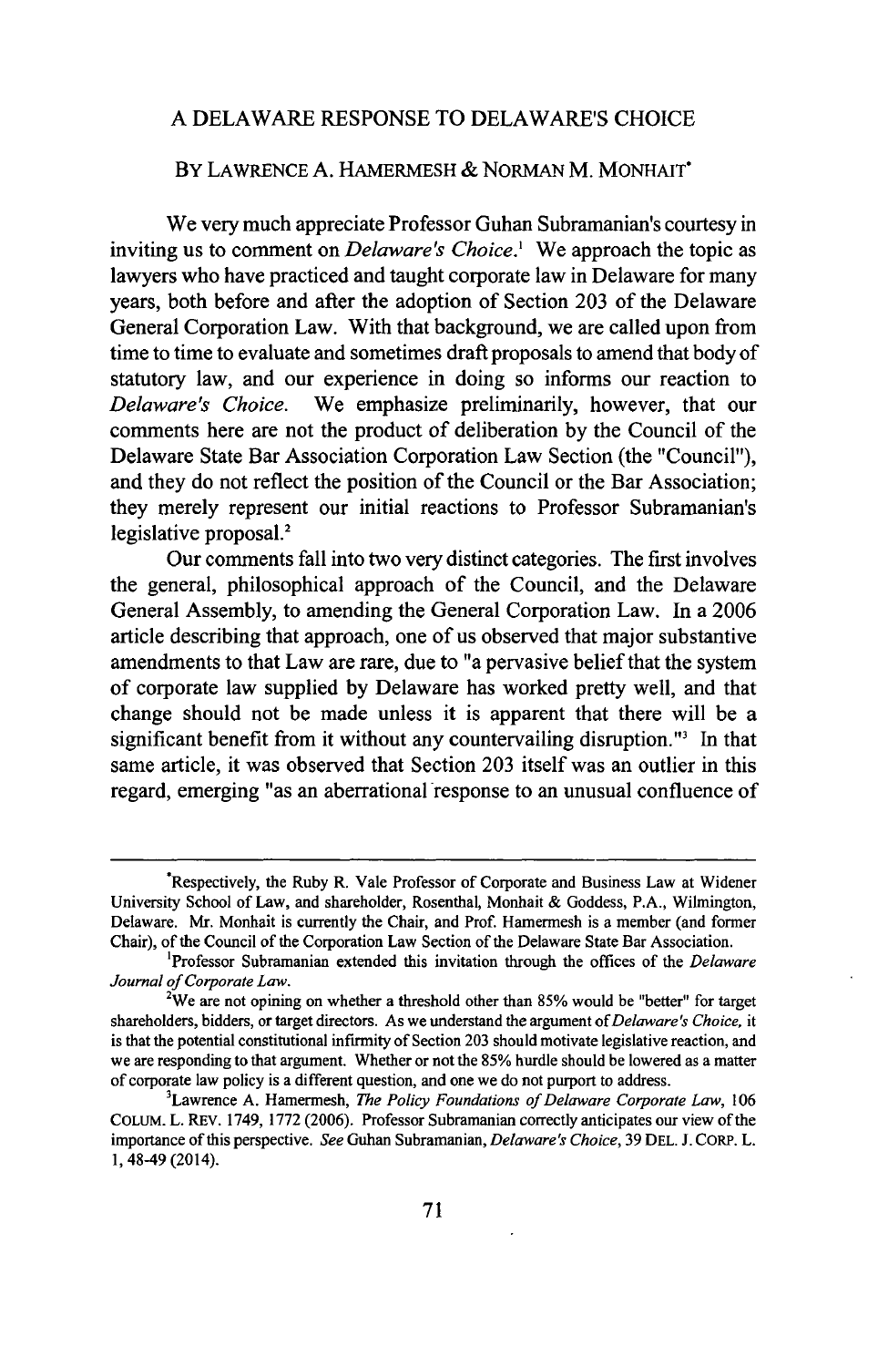# A DELAWARE RESPONSE TO DELAWARE'S CHOICE

BY LAWRENCE A. HAMERMESH & NORMAN M. MONHAIT*

We very much appreciate Professor Guhan Subramanian's courtesy in inviting us to comment on *Delaware's Choice*.[1] We approach the topic as lawyers who have practiced and taught corporate law in Delaware for many years, both before and after the adoption of Section 203 of the Delaware General Corporation Law. With that background, we are called upon from time to time to evaluate and sometimes draft proposals to amend that body of statutory law, and our experience in doing so informs our reaction to *Delaware's Choice*. We emphasize preliminarily, however, that our comments here are not the product of deliberation by the Council of the Delaware State Bar Association Corporation Law Section (the "Council"), and they do not reflect the position of the Council or the Bar Association; they merely represent our initial reactions to Professor Subramanian's legislative proposal.[2]

Our comments fall into two very distinct categories. The first involves the general, philosophical approach of the Council, and the Delaware General Assembly, to amending the General Corporation Law. In a 2006 article describing that approach, one of us observed that major substantive amendments to that Law are rare, due to "a pervasive belief that the system of corporate law supplied by Delaware has worked pretty well, and that change should not be made unless it is apparent that there will be a significant benefit from it without any countervailing disruption."[3] In that same article, it was observed that Section 203 itself was an outlier in this regard, emerging "as an aberrational response to an unusual confluence of

---

*Respectively, the Ruby R. Vale Professor of Corporate and Business Law at Widener University School of Law, and shareholder, Rosenthal, Monhait & Goddess, P.A., Wilmington, Delaware. Mr. Monhait is currently the Chair, and Prof. Hamermesh is a member (and former Chair), of the Council of the Corporation Law Section of the Delaware State Bar Association.

[1]Professor Subramanian extended this invitation through the offices of the *Delaware Journal of Corporate Law*.

[2]We are not opining on whether a threshold other than 85% would be "better" for target shareholders, bidders, or target directors. As we understand the argument of *Delaware's Choice*, it is that the potential constitutional infirmity of Section 203 should motivate legislative reaction, and we are responding to that argument. Whether or not the 85% hurdle should be lowered as a matter of corporate law policy is a different question, and one we do not purport to address.

[3]Lawrence A. Hamermesh, *The Policy Foundations of Delaware Corporate Law*, 106 COLUM. L. REV. 1749, 1772 (2006). Professor Subramanian correctly anticipates our view of the importance of this perspective. *See* Guhan Subramanian, *Delaware's Choice*, 39 DEL. J. CORP. L. 1, 48-49 (2014).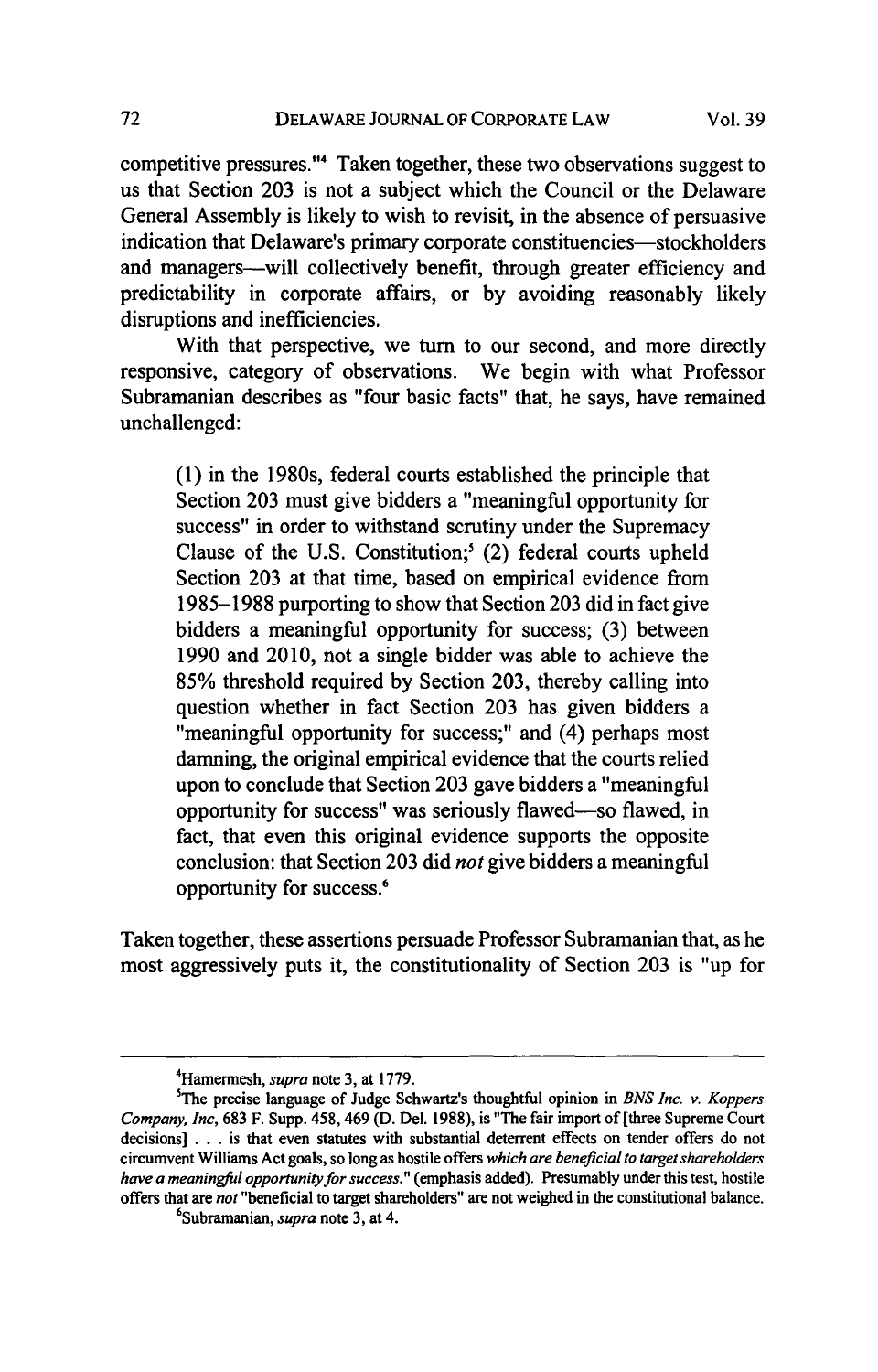competitive pressures."[4] Taken together, these two observations suggest to us that Section 203 is not a subject which the Council or the Delaware General Assembly is likely to wish to revisit, in the absence of persuasive indication that Delaware's primary corporate constituencies—stockholders and managers—will collectively benefit, through greater efficiency and predictability in corporate affairs, or by avoiding reasonably likely disruptions and inefficiencies.

With that perspective, we turn to our second, and more directly responsive, category of observations. We begin with what Professor Subramanian describes as "four basic facts" that, he says, have remained unchallenged:

> (1) in the 1980s, federal courts established the principle that Section 203 must give bidders a "meaningful opportunity for success" in order to withstand scrutiny under the Supremacy Clause of the U.S. Constitution;[5] (2) federal courts upheld Section 203 at that time, based on empirical evidence from 1985–1988 purporting to show that Section 203 did in fact give bidders a meaningful opportunity for success; (3) between 1990 and 2010, not a single bidder was able to achieve the 85% threshold required by Section 203, thereby calling into question whether in fact Section 203 has given bidders a "meaningful opportunity for success;" and (4) perhaps most damning, the original empirical evidence that the courts relied upon to conclude that Section 203 gave bidders a "meaningful opportunity for success" was seriously flawed—so flawed, in fact, that even this original evidence supports the opposite conclusion: that Section 203 did *not* give bidders a meaningful opportunity for success.[6]

Taken together, these assertions persuade Professor Subramanian that, as he most aggressively puts it, the constitutionality of Section 203 is "up for

---

[4]Hamermesh, *supra* note 3, at 1779.

[5]The precise language of Judge Schwartz's thoughtful opinion in *BNS Inc. v. Koppers Company, Inc*, 683 F. Supp. 458, 469 (D. Del. 1988), is "The fair import of [three Supreme Court decisions] . . . is that even statutes with substantial deterrent effects on tender offers do not circumvent Williams Act goals, so long as hostile offers *which are beneficial to target shareholders have a meaningful opportunity for success.*" (emphasis added). Presumably under this test, hostile offers that are *not* "beneficial to target shareholders" are not weighed in the constitutional balance.

[6]Subramanian, *supra* note 3, at 4.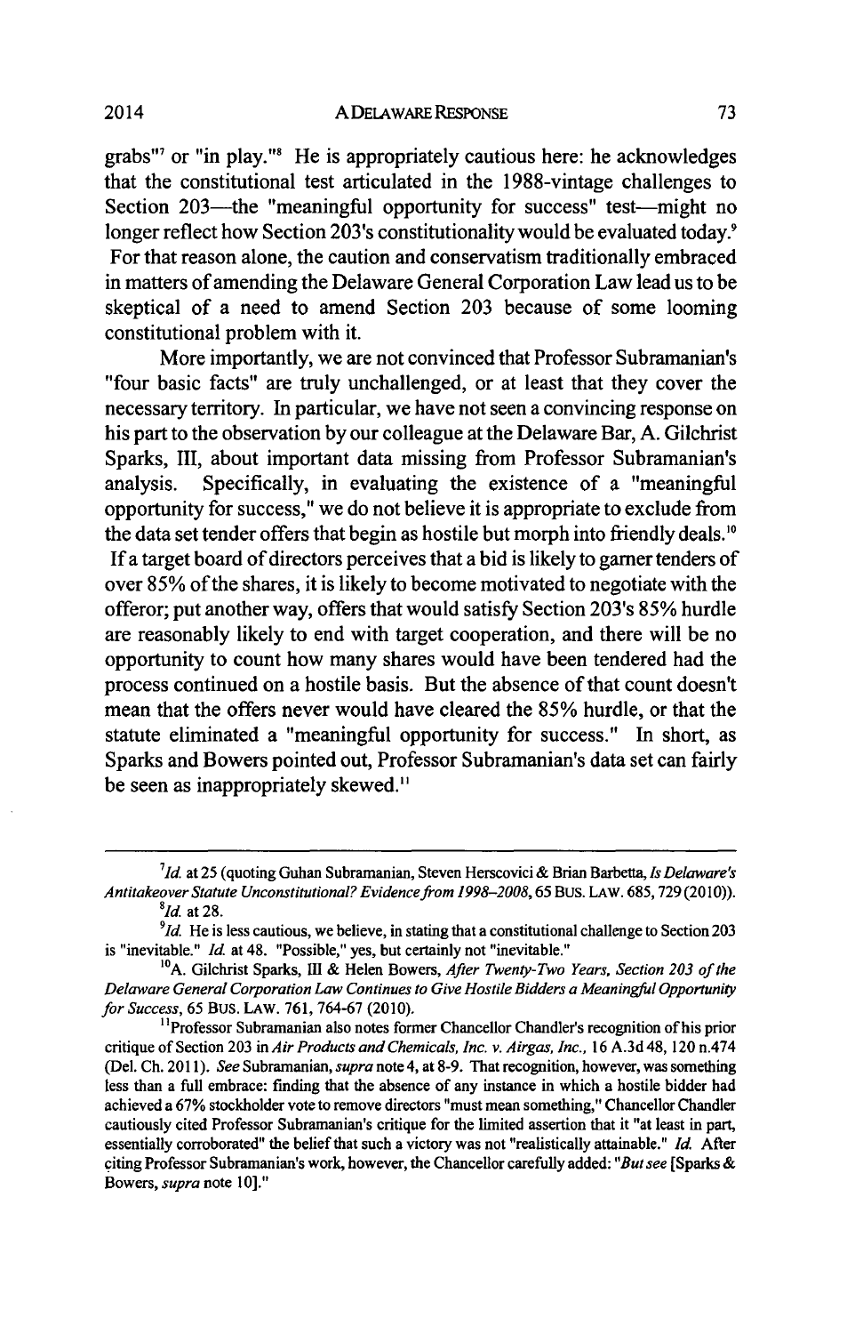grabs"[7] or "in play."[8] He is appropriately cautious here: he acknowledges that the constitutional test articulated in the 1988-vintage challenges to Section 203—the "meaningful opportunity for success" test—might no longer reflect how Section 203's constitutionality would be evaluated today.[9] For that reason alone, the caution and conservatism traditionally embraced in matters of amending the Delaware General Corporation Law lead us to be skeptical of a need to amend Section 203 because of some looming constitutional problem with it.

More importantly, we are not convinced that Professor Subramanian's "four basic facts" are truly unchallenged, or at least that they cover the necessary territory. In particular, we have not seen a convincing response on his part to the observation by our colleague at the Delaware Bar, A. Gilchrist Sparks, III, about important data missing from Professor Subramanian's analysis. Specifically, in evaluating the existence of a "meaningful opportunity for success," we do not believe it is appropriate to exclude from the data set tender offers that begin as hostile but morph into friendly deals.[10] If a target board of directors perceives that a bid is likely to garner tenders of over 85% of the shares, it is likely to become motivated to negotiate with the offeror; put another way, offers that would satisfy Section 203's 85% hurdle are reasonably likely to end with target cooperation, and there will be no opportunity to count how many shares would have been tendered had the process continued on a hostile basis. But the absence of that count doesn't mean that the offers never would have cleared the 85% hurdle, or that the statute eliminated a "meaningful opportunity for success." In short, as Sparks and Bowers pointed out, Professor Subramanian's data set can fairly be seen as inappropriately skewed.[11]

---

[7] *Id.* at 25 (quoting Guhan Subramanian, Steven Herscovici & Brian Barbetta, *Is Delaware's Antitakeover Statute Unconstitutional? Evidence from 1998–2008*, 65 BUS. LAW. 685, 729 (2010)).

[8] *Id.* at 28.

[9] *Id.* He is less cautious, we believe, in stating that a constitutional challenge to Section 203 is "inevitable." *Id.* at 48. "Possible," yes, but certainly not "inevitable."

[10] A. Gilchrist Sparks, III & Helen Bowers, *After Twenty-Two Years, Section 203 of the Delaware General Corporation Law Continues to Give Hostile Bidders a Meaningful Opportunity for Success*, 65 BUS. LAW. 761, 764-67 (2010).

[11] Professor Subramanian also notes former Chancellor Chandler's recognition of his prior critique of Section 203 in *Air Products and Chemicals, Inc. v. Airgas, Inc.*, 16 A.3d 48, 120 n.474 (Del. Ch. 2011). *See* Subramanian, *supra* note 4, at 8-9. That recognition, however, was something less than a full embrace: finding that the absence of any instance in which a hostile bidder had achieved a 67% stockholder vote to remove directors "must mean something," Chancellor Chandler cautiously cited Professor Subramanian's critique for the limited assertion that it "at least in part, essentially corroborated" the belief that such a victory was not "realistically attainable." *Id.* After citing Professor Subramanian's work, however, the Chancellor carefully added: "*But see* [Sparks & Bowers, *supra* note 10]."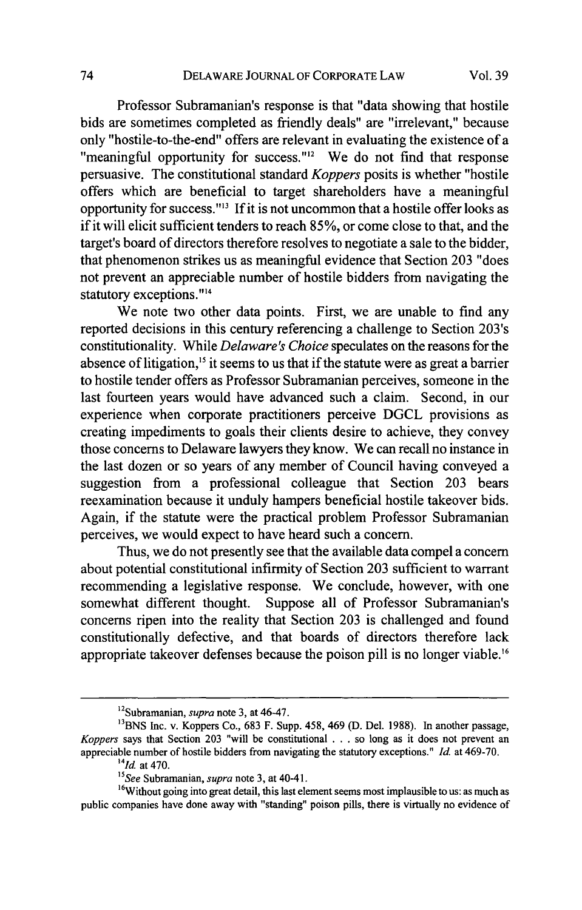Professor Subramanian's response is that "data showing that hostile bids are sometimes completed as friendly deals" are "irrelevant," because only "hostile-to-the-end" offers are relevant in evaluating the existence of a "meaningful opportunity for success."[12] We do not find that response persuasive. The constitutional standard *Koppers* posits is whether "hostile offers which are beneficial to target shareholders have a meaningful opportunity for success."[13] If it is not uncommon that a hostile offer looks as if it will elicit sufficient tenders to reach 85%, or come close to that, and the target's board of directors therefore resolves to negotiate a sale to the bidder, that phenomenon strikes us as meaningful evidence that Section 203 "does not prevent an appreciable number of hostile bidders from navigating the statutory exceptions."[14]

We note two other data points. First, we are unable to find any reported decisions in this century referencing a challenge to Section 203's constitutionality. While *Delaware's Choice* speculates on the reasons for the absence of litigation,[15] it seems to us that if the statute were as great a barrier to hostile tender offers as Professor Subramanian perceives, someone in the last fourteen years would have advanced such a claim. Second, in our experience when corporate practitioners perceive DGCL provisions as creating impediments to goals their clients desire to achieve, they convey those concerns to Delaware lawyers they know. We can recall no instance in the last dozen or so years of any member of Council having conveyed a suggestion from a professional colleague that Section 203 bears reexamination because it unduly hampers beneficial hostile takeover bids. Again, if the statute were the practical problem Professor Subramanian perceives, we would expect to have heard such a concern.

Thus, we do not presently see that the available data compel a concern about potential constitutional infirmity of Section 203 sufficient to warrant recommending a legislative response. We conclude, however, with one somewhat different thought. Suppose all of Professor Subramanian's concerns ripen into the reality that Section 203 is challenged and found constitutionally defective, and that boards of directors therefore lack appropriate takeover defenses because the poison pill is no longer viable.[16]

---

[12] Subramanian, *supra* note 3, at 46-47.

[13] BNS Inc. v. Koppers Co., 683 F. Supp. 458, 469 (D. Del. 1988). In another passage, *Koppers* says that Section 203 "will be constitutional . . . so long as it does not prevent an appreciable number of hostile bidders from navigating the statutory exceptions." *Id.* at 469-70.

[14] *Id.* at 470.

[15] *See* Subramanian, *supra* note 3, at 40-41.

[16] Without going into great detail, this last element seems most implausible to us: as much as public companies have done away with "standing" poison pills, there is virtually no evidence of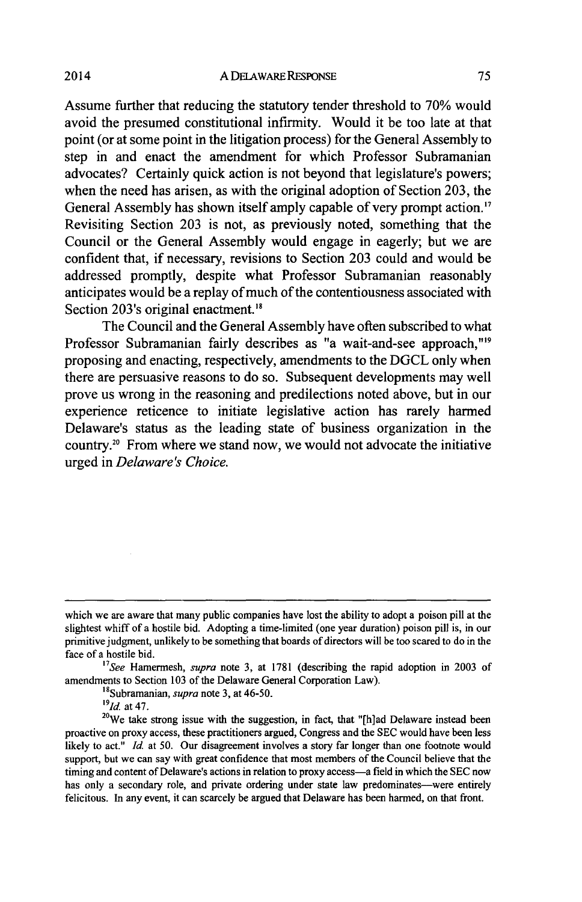Assume further that reducing the statutory tender threshold to 70% would avoid the presumed constitutional infirmity. Would it be too late at that point (or at some point in the litigation process) for the General Assembly to step in and enact the amendment for which Professor Subramanian advocates? Certainly quick action is not beyond that legislature's powers; when the need has arisen, as with the original adoption of Section 203, the General Assembly has shown itself amply capable of very prompt action.[17] Revisiting Section 203 is not, as previously noted, something that the Council or the General Assembly would engage in eagerly; but we are confident that, if necessary, revisions to Section 203 could and would be addressed promptly, despite what Professor Subramanian reasonably anticipates would be a replay of much of the contentiousness associated with Section 203's original enactment.[18]

The Council and the General Assembly have often subscribed to what Professor Subramanian fairly describes as "a wait-and-see approach,"[19] proposing and enacting, respectively, amendments to the DGCL only when there are persuasive reasons to do so. Subsequent developments may well prove us wrong in the reasoning and predilections noted above, but in our experience reticence to initiate legislative action has rarely harmed Delaware's status as the leading state of business organization in the country.[20] From where we stand now, we would not advocate the initiative urged in *Delaware's Choice.*

---

which we are aware that many public companies have lost the ability to adopt a poison pill at the slightest whiff of a hostile bid. Adopting a time-limited (one year duration) poison pill is, in our primitive judgment, unlikely to be something that boards of directors will be too scared to do in the face of a hostile bid.

[17] *See* Hamermesh, *supra* note 3, at 1781 (describing the rapid adoption in 2003 of amendments to Section 103 of the Delaware General Corporation Law).

[18] Subramanian, *supra* note 3, at 46-50.

[19] *Id.* at 47.

[20] We take strong issue with the suggestion, in fact, that "[h]ad Delaware instead been proactive on proxy access, these practitioners argued, Congress and the SEC would have been less likely to act." *Id.* at 50. Our disagreement involves a story far longer than one footnote would support, but we can say with great confidence that most members of the Council believe that the timing and content of Delaware's actions in relation to proxy access—a field in which the SEC now has only a secondary role, and private ordering under state law predominates—were entirely felicitous. In any event, it can scarcely be argued that Delaware has been harmed, on that front.